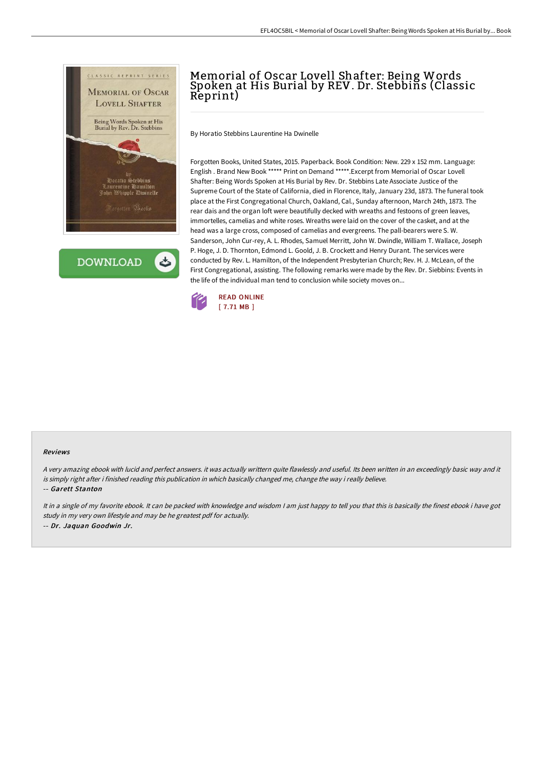# Memorial of Oscar Lovell Shafter: Being Words Spoken at His Burial by REV. Dr. Stebbins (Classic Reprint)

By Horatio Stebbins Laurentine Ha Dwinelle

Forgotten Books, United States, 2015. Paperback. Book Condition: New. 229 x 152 mm. Language: English . Brand New Book ***** Print on Demand *****.Excerpt from Memorial of Oscar Lovell Shafter: Being Words Spoken at His Burial by Rev. Dr. Stebbins Late Associate Justice of the Supreme Court of the State of California, died in Florence, Italy, January 23d, 1873. The funeral took place at the First Congregational Church, Oakland, Cal., Sunday afternoon, March 24th, 1873. The rear dais and the organ loft were beautifully decked with wreaths and festoons of green leaves, immortelles, camelias and white roses. Wreaths were laid on the cover of the casket, and at the head was a large cross, composed of camelias and evergreens. The pall-bearers were S. W. Sanderson, John Cur-rey, A. L. Rhodes, Samuel Merritt, John W. Dwindle, William T. Wallace, Joseph P. Hoge, J. D. Thornton, Edmond L. Goold, J. B. Crockett and Henry Durant. The services were conducted by Rev. L. Hamilton, of the Independent Presbyterian Church; Rev. H. J. McLean, of the First Congregational, assisting. The following remarks were made by the Rev. Dr. Siebbins: Events in the life of the individual man tend to conclusion while society moves on...

READ ONLINE
[ 7.71 MB ]

## Reviews

*A very amazing ebook with lucid and perfect answers. it was actually writtern quite flawlessly and useful. Its been written in an exceedingly basic way and it is simply right after i finished reading this publication in which basically changed me, change the way i really believe.*

-- *Garett Stanton*

*It in a single of my favorite ebook. It can be packed with knowledge and wisdom I am just happy to tell you that this is basically the finest ebook i have got study in my very own lifestyle and may be he greatest pdf for actually.*

-- *Dr. Jaquan Goodwin Jr.*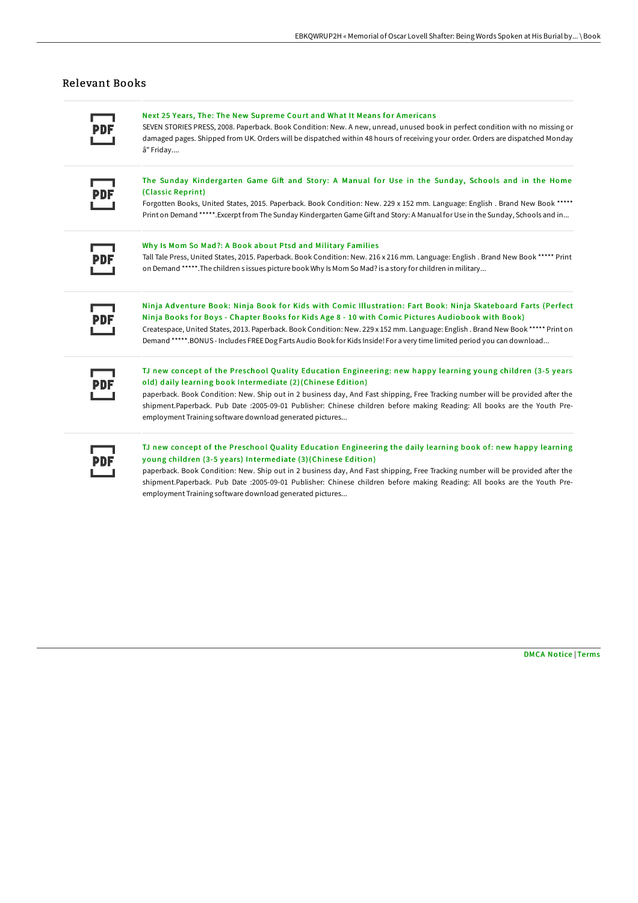## Relevant Books

**Next 25 Years, The: The New Supreme Court and What It Means for Americans**

SEVEN STORIES PRESS, 2008. Paperback. Book Condition: New. A new, unread, unused book in perfect condition with no missing or damaged pages. Shipped from UK. Orders will be dispatched within 48 hours of receiving your order. Orders are dispatched Monday â" Friday....

**The Sunday Kindergarten Game Gift and Story: A Manual for Use in the Sunday, Schools and in the Home (Classic Reprint)**

Forgotten Books, United States, 2015. Paperback. Book Condition: New. 229 x 152 mm. Language: English . Brand New Book ***** Print on Demand *****.Excerpt from The Sunday Kindergarten Game Gift and Story: A Manual for Use in the Sunday, Schools and in...

**Why Is Mom So Mad?: A Book about Ptsd and Military Families**

Tall Tale Press, United States, 2015. Paperback. Book Condition: New. 216 x 216 mm. Language: English . Brand New Book ***** Print on Demand *****.The children s issues picture book Why Is Mom So Mad? is a story for children in military...

**Ninja Adventure Book: Ninja Book for Kids with Comic Illustration: Fart Book: Ninja Skateboard Farts (Perfect Ninja Books for Boys - Chapter Books for Kids Age 8 - 10 with Comic Pictures Audiobook with Book)**

Createspace, United States, 2013. Paperback. Book Condition: New. 229 x 152 mm. Language: English . Brand New Book ***** Print on Demand *****.BONUS - Includes FREE Dog Farts Audio Book for Kids Inside! For a very time limited period you can download...

**TJ new concept of the Preschool Quality Education Engineering: new happy learning young children (3-5 years old) daily learning book Intermediate (2)(Chinese Edition)**

paperback. Book Condition: New. Ship out in 2 business day, And Fast shipping, Free Tracking number will be provided after the shipment.Paperback. Pub Date :2005-09-01 Publisher: Chinese children before making Reading: All books are the Youth Pre-employment Training software download generated pictures...

**TJ new concept of the Preschool Quality Education Engineering the daily learning book of: new happy learning young children (3-5 years) Intermediate (3)(Chinese Edition)**

paperback. Book Condition: New. Ship out in 2 business day, And Fast shipping, Free Tracking number will be provided after the shipment.Paperback. Pub Date :2005-09-01 Publisher: Chinese children before making Reading: All books are the Youth Pre-employment Training software download generated pictures...